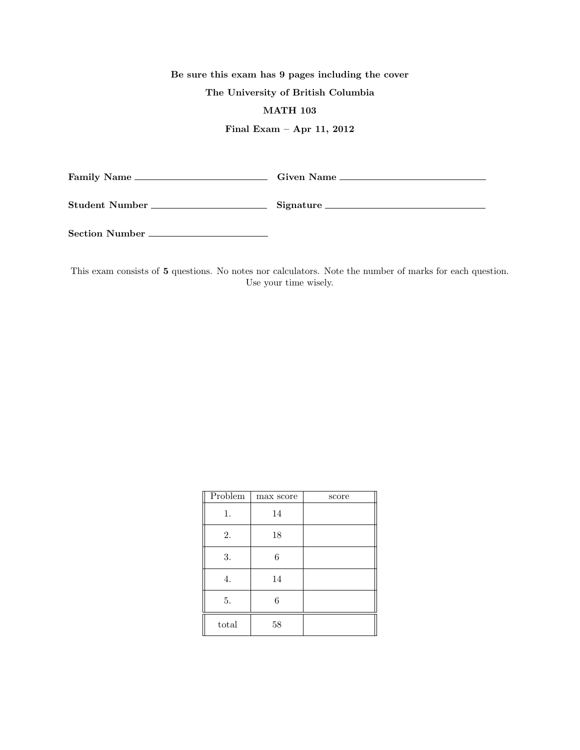**Be sure this exam has 9 pages including the cover**

**The University of British Columbia**

**MATH 103**

**Final Exam – Apr 11, 2012**

**Family Name** \_\_\_\_\_\_\_\_\_\_\_\_\_\_\_\_\_\_\_\_\_\_\_\_ **Given Name** \_\_\_\_\_\_\_\_\_\_\_\_\_\_\_\_\_\_\_\_\_\_\_\_

**Student Number** \_\_\_\_\_\_\_\_\_\_\_\_\_\_\_\_\_\_\_\_\_\_\_\_ **Signature** \_\_\_\_\_\_\_\_\_\_\_\_\_\_\_\_\_\_\_\_\_\_\_\_

**Section Number** \_\_\_\_\_\_\_\_\_\_\_\_\_\_\_\_\_\_\_\_\_\_\_\_

This exam consists of **5** questions. No notes nor calculators. Note the number of marks for each question. Use your time wisely.

| Problem | max score | score |
|---|---|---|
| 1. | 14 | |
| 2. | 18 | |
| 3. | 6 | |
| 4. | 14 | |
| 5. | 6 | |
| total | 58 | |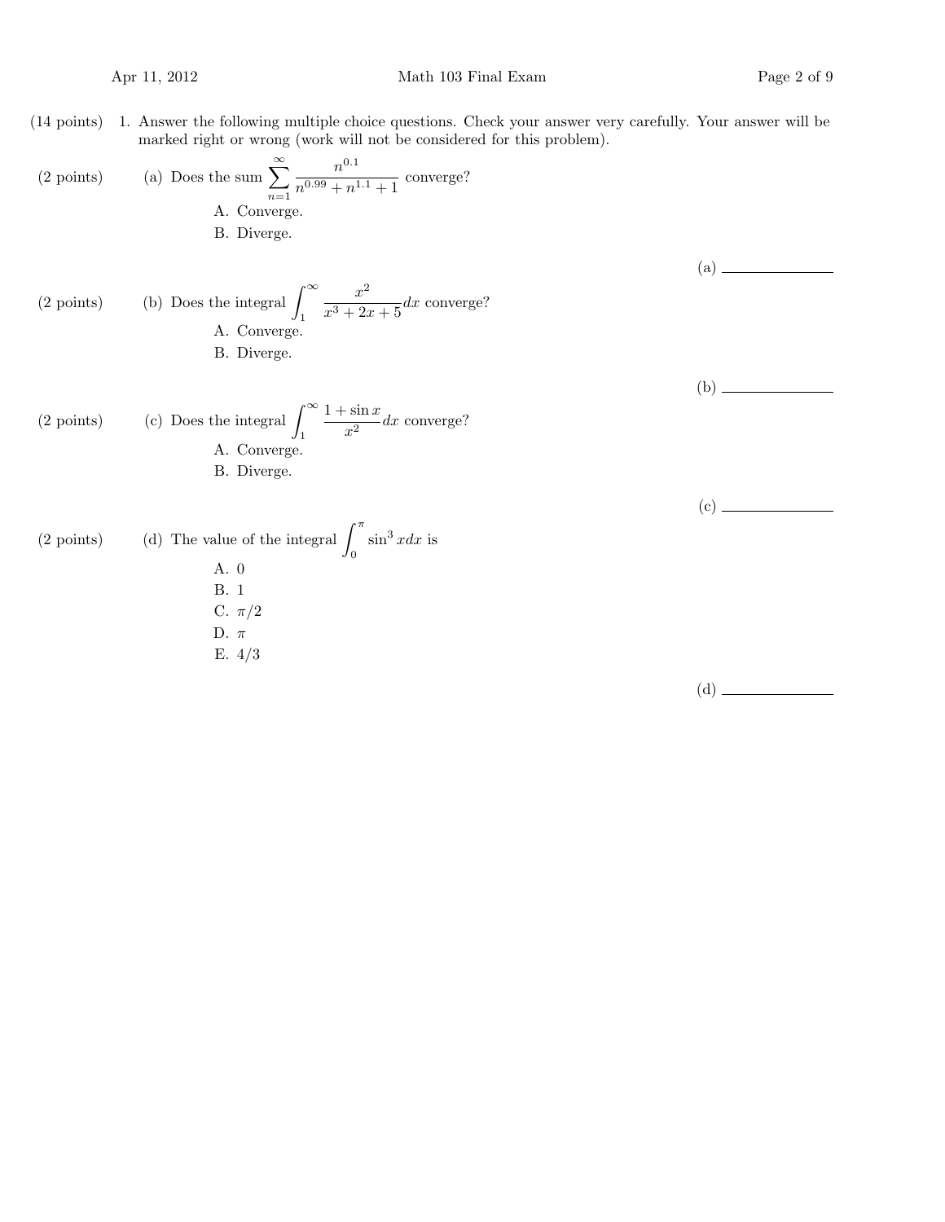(14 points) 1. Answer the following multiple choice questions. Check your answer very carefully. Your answer will be marked right or wrong (work will not be considered for this problem).

(2 points) (a) Does the sum $\displaystyle\sum_{n=1}^{\infty} \frac{n^{0.1}}{n^{0.99} + n^{1.1} + 1}$ converge?

A. Converge.

B. Diverge.

(a) ______________

(2 points) (b) Does the integral $\displaystyle\int_1^{\infty} \frac{x^2}{x^3 + 2x + 5} dx$ converge?

A. Converge.

B. Diverge.

(b) ______________

(2 points) (c) Does the integral $\displaystyle\int_1^{\infty} \frac{1 + \sin x}{x^2} dx$ converge?

A. Converge.

B. Diverge.

(c) ______________

(2 points) (d) The value of the integral $\displaystyle\int_0^{\pi} \sin^3 x dx$ is

A. 0

B. 1

C. $\pi/2$

D. $\pi$

E. $4/3$

(d) ______________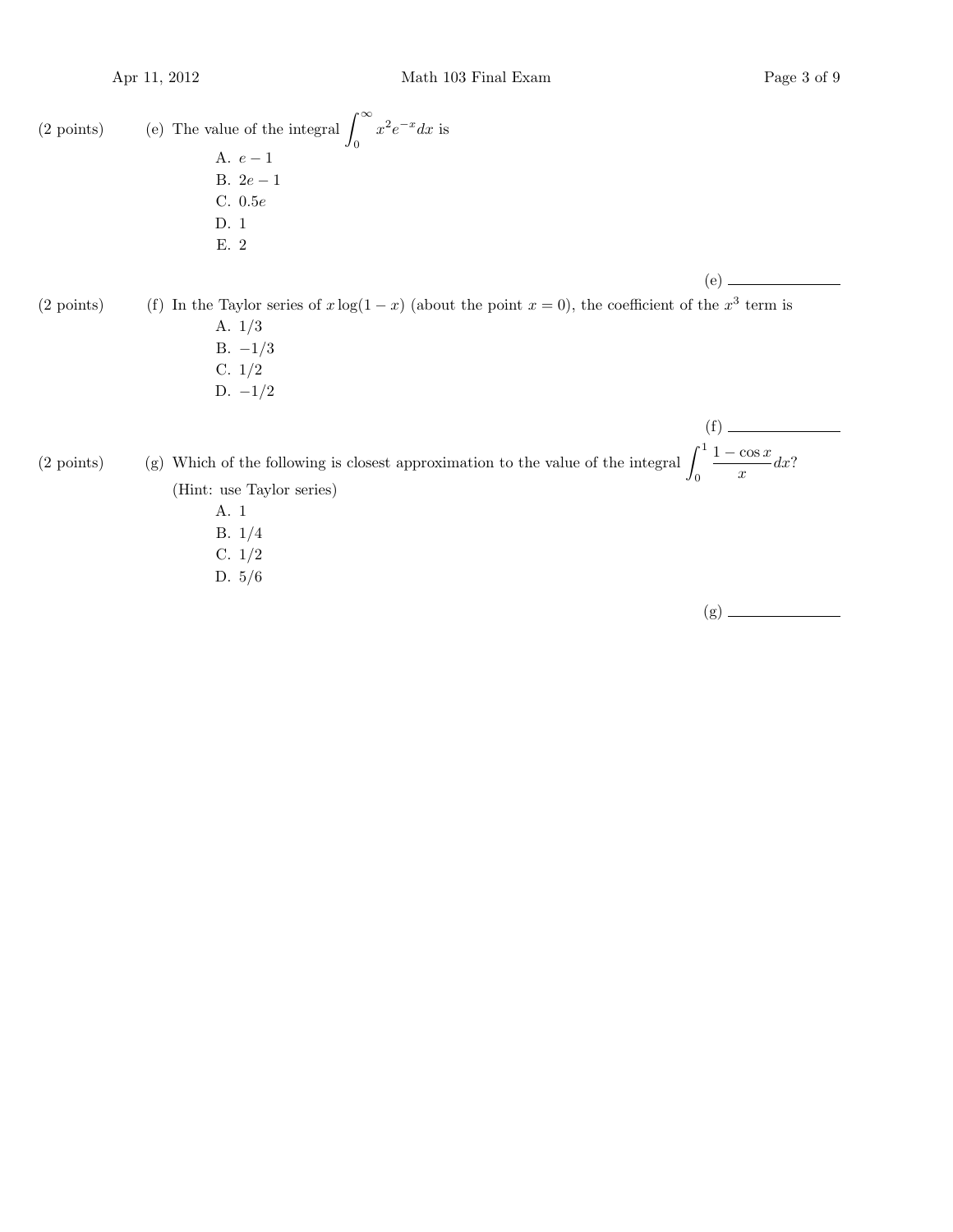(2 points) (e) The value of the integral $\int_0^\infty x^2 e^{-x} dx$ is

A. $e - 1$
B. $2e - 1$
C. $0.5e$
D. 1
E. 2

(e) ____________

(2 points) (f) In the Taylor series of $x \log(1-x)$ (about the point $x = 0$), the coefficient of the $x^3$ term is

A. $1/3$
B. $-1/3$
C. $1/2$
D. $-1/2$

(f) ____________

(2 points) (g) Which of the following is closest approximation to the value of the integral $\int_0^1 \frac{1-\cos x}{x} dx$?
(Hint: use Taylor series)

A. 1
B. $1/4$
C. $1/2$
D. $5/6$

(g) ____________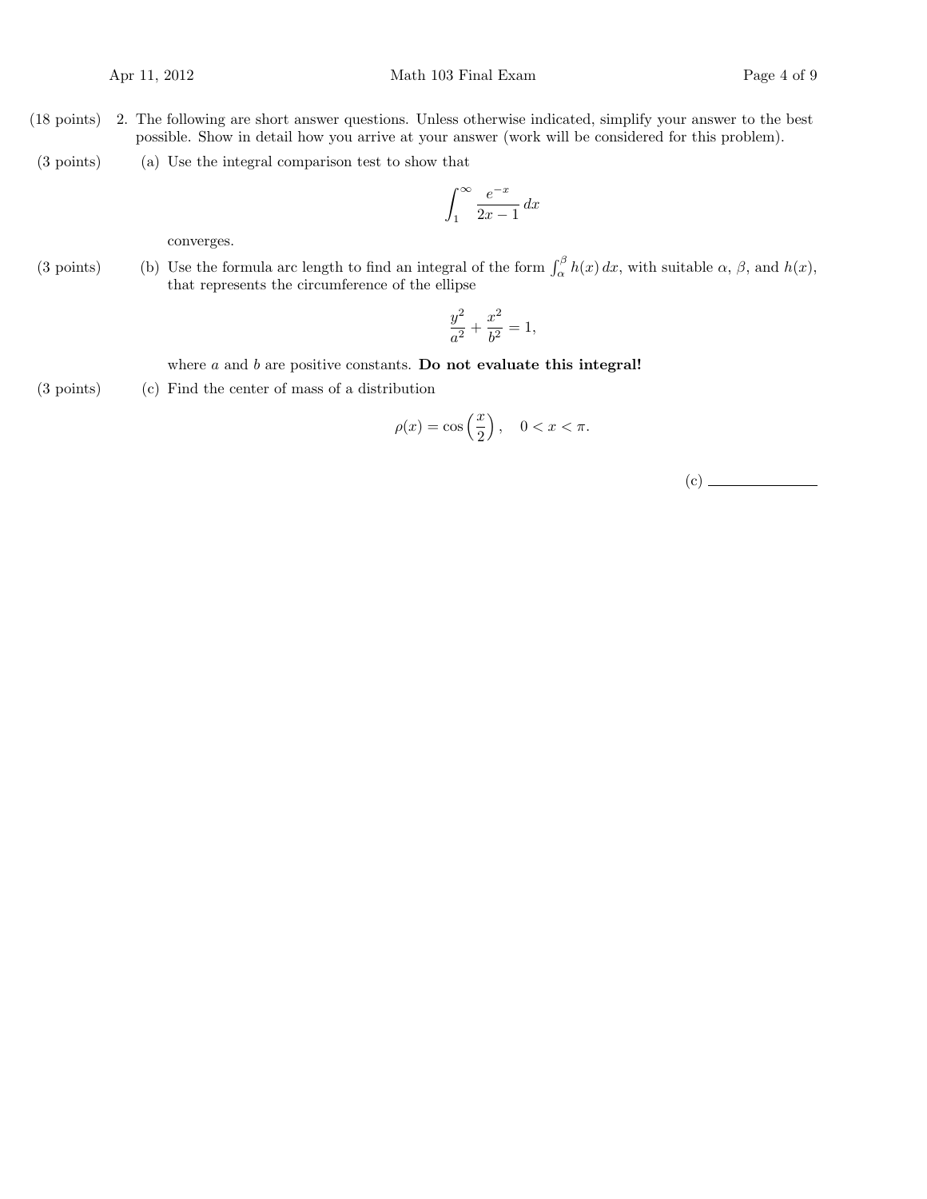(18 points) 2. The following are short answer questions. Unless otherwise indicated, simplify your answer to the best possible. Show in detail how you arrive at your answer (work will be considered for this problem).

(3 points) (a) Use the integral comparison test to show that

$$\int_1^\infty \frac{e^{-x}}{2x-1}\,dx$$

converges.

(3 points) (b) Use the formula arc length to find an integral of the form $\int_\alpha^\beta h(x)\,dx$, with suitable $\alpha$, $\beta$, and $h(x)$, that represents the circumference of the ellipse

$$\frac{y^2}{a^2} + \frac{x^2}{b^2} = 1,$$

where $a$ and $b$ are positive constants. **Do not evaluate this integral!**

(3 points) (c) Find the center of mass of a distribution

$$\rho(x) = \cos\left(\frac{x}{2}\right), \quad 0 < x < \pi.$$

(c) ______________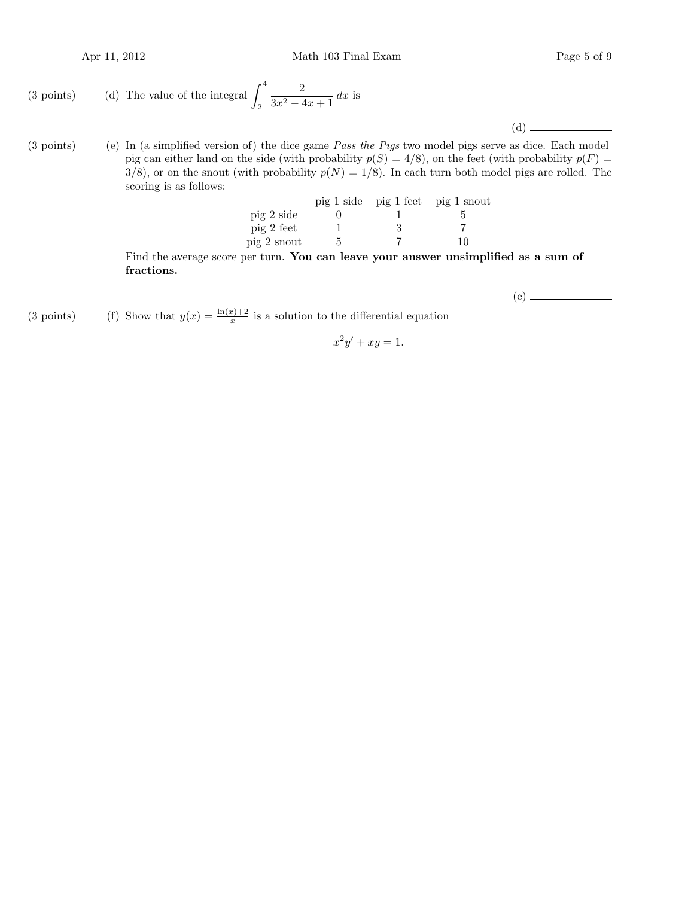(3 points) (d) The value of the integral $\int_2^4 \frac{2}{3x^2 - 4x + 1}\,dx$ is

(d) ______________

(3 points) (e) In (a simplified version of) the dice game *Pass the Pigs* two model pigs serve as dice. Each model pig can either land on the side (with probability $p(S) = 4/8$), on the feet (with probability $p(F) = 3/8$), or on the snout (with probability $p(N) = 1/8$). In each turn both model pigs are rolled. The scoring is as follows:

| | pig 1 side | pig 1 feet | pig 1 snout |
|---|---|---|---|
| pig 2 side | 0 | 1 | 5 |
| pig 2 feet | 1 | 3 | 7 |
| pig 2 snout | 5 | 7 | 10 |

Find the average score per turn. **You can leave your answer unsimplified as a sum of fractions.**

(e) ______________

(3 points) (f) Show that $y(x) = \frac{\ln(x)+2}{x}$ is a solution to the differential equation

$$x^2 y' + xy = 1.$$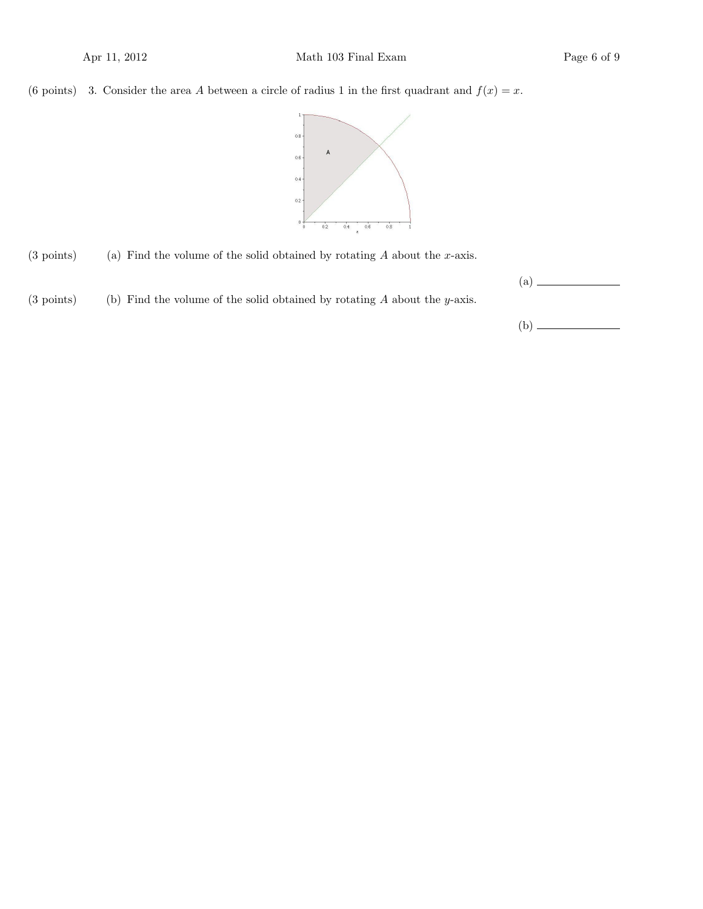(6 points) 3. Consider the area $A$ between a circle of radius 1 in the first quadrant and $f(x) = x$.

(3 points) (a) Find the volume of the solid obtained by rotating $A$ about the $x$-axis.

(a) ______________

(3 points) (b) Find the volume of the solid obtained by rotating $A$ about the $y$-axis.

(b) ______________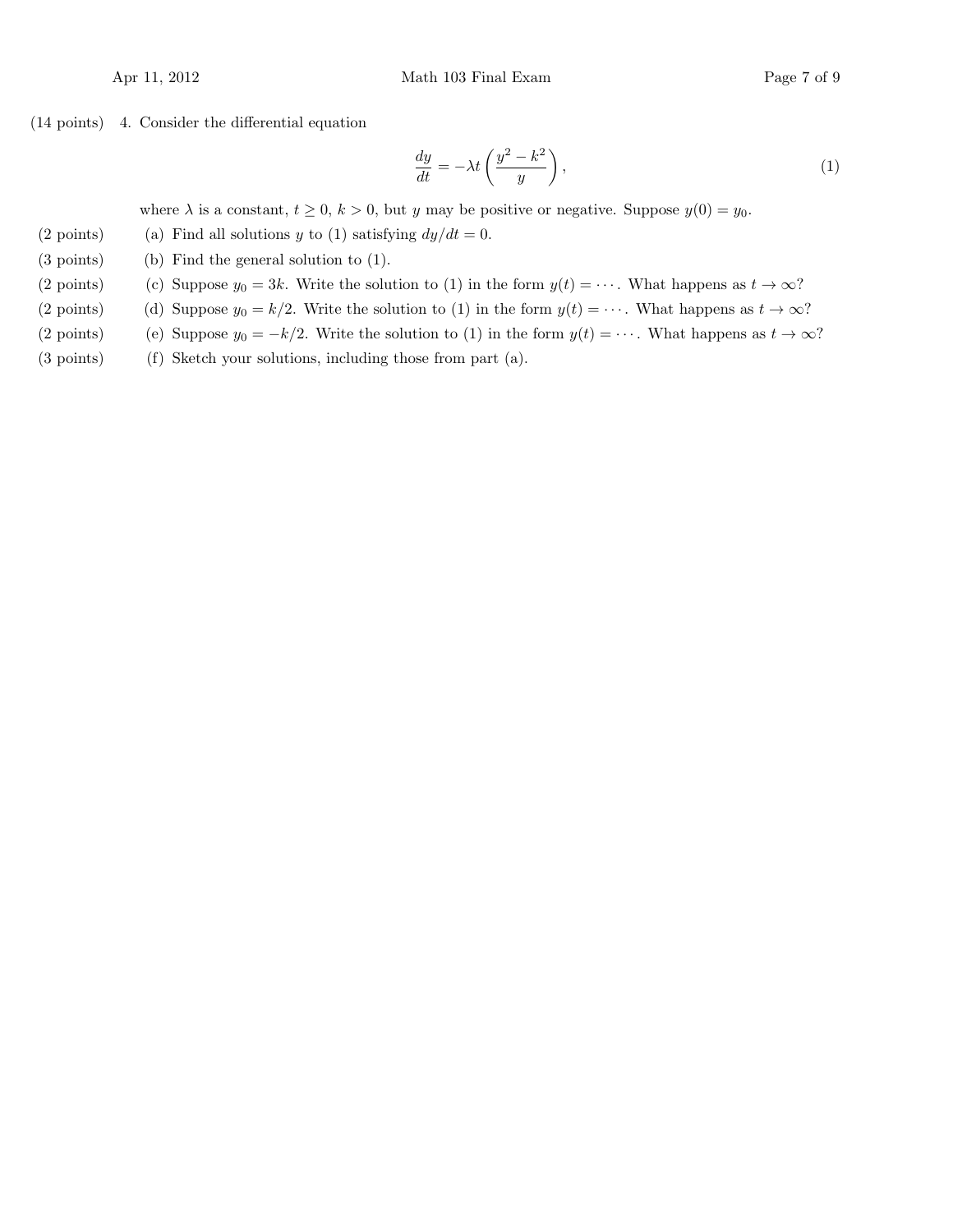(14 points) 4. Consider the differential equation

$$\frac{dy}{dt} = -\lambda t \left( \frac{y^2 - k^2}{y} \right), \tag{1}$$

where $\lambda$ is a constant, $t \geq 0$, $k > 0$, but $y$ may be positive or negative. Suppose $y(0) = y_0$.

(2 points) (a) Find all solutions $y$ to (1) satisfying $dy/dt = 0$.

(3 points) (b) Find the general solution to (1).

(2 points) (c) Suppose $y_0 = 3k$. Write the solution to (1) in the form $y(t) = \cdots$. What happens as $t \to \infty$?

(2 points) (d) Suppose $y_0 = k/2$. Write the solution to (1) in the form $y(t) = \cdots$. What happens as $t \to \infty$?

(2 points) (e) Suppose $y_0 = -k/2$. Write the solution to (1) in the form $y(t) = \cdots$. What happens as $t \to \infty$?

(3 points) (f) Sketch your solutions, including those from part (a).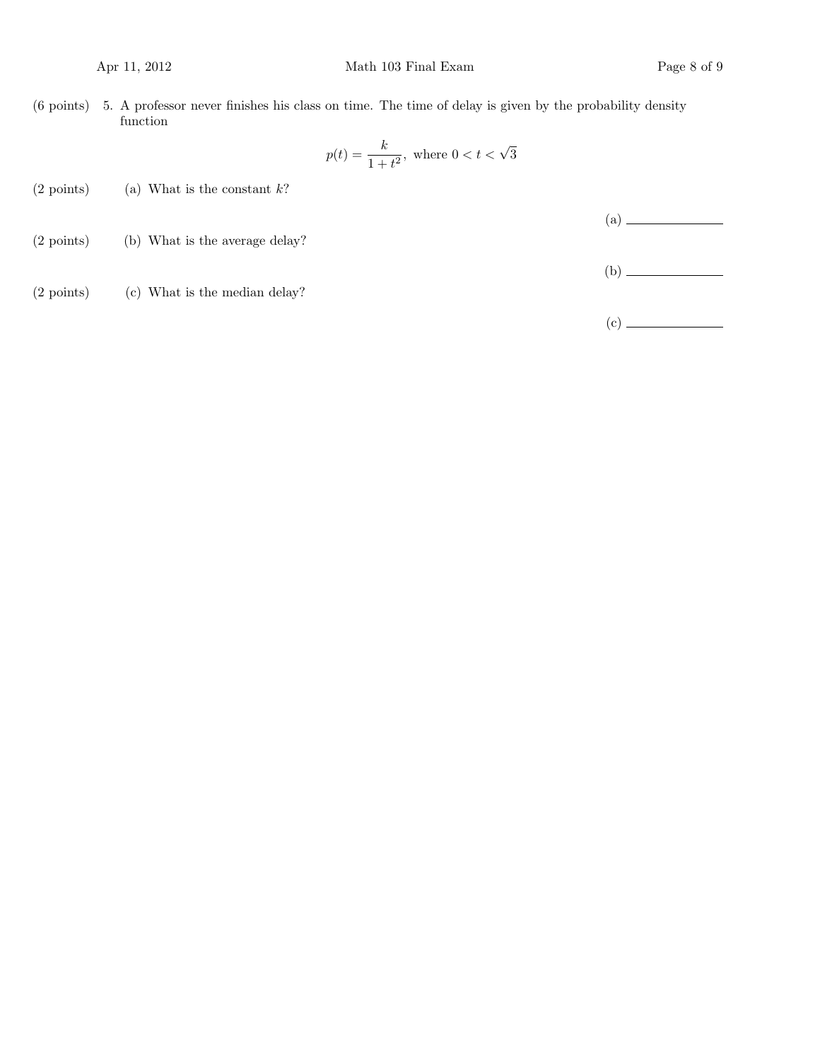(6 points) 5. A professor never finishes his class on time. The time of delay is given by the probability density function

$$p(t) = \frac{k}{1+t^2}, \text{ where } 0 < t < \sqrt{3}$$

(2 points) (a) What is the constant $k$?

(a) ______________

(2 points) (b) What is the average delay?

(b) ______________

(2 points) (c) What is the median delay?

(c) ______________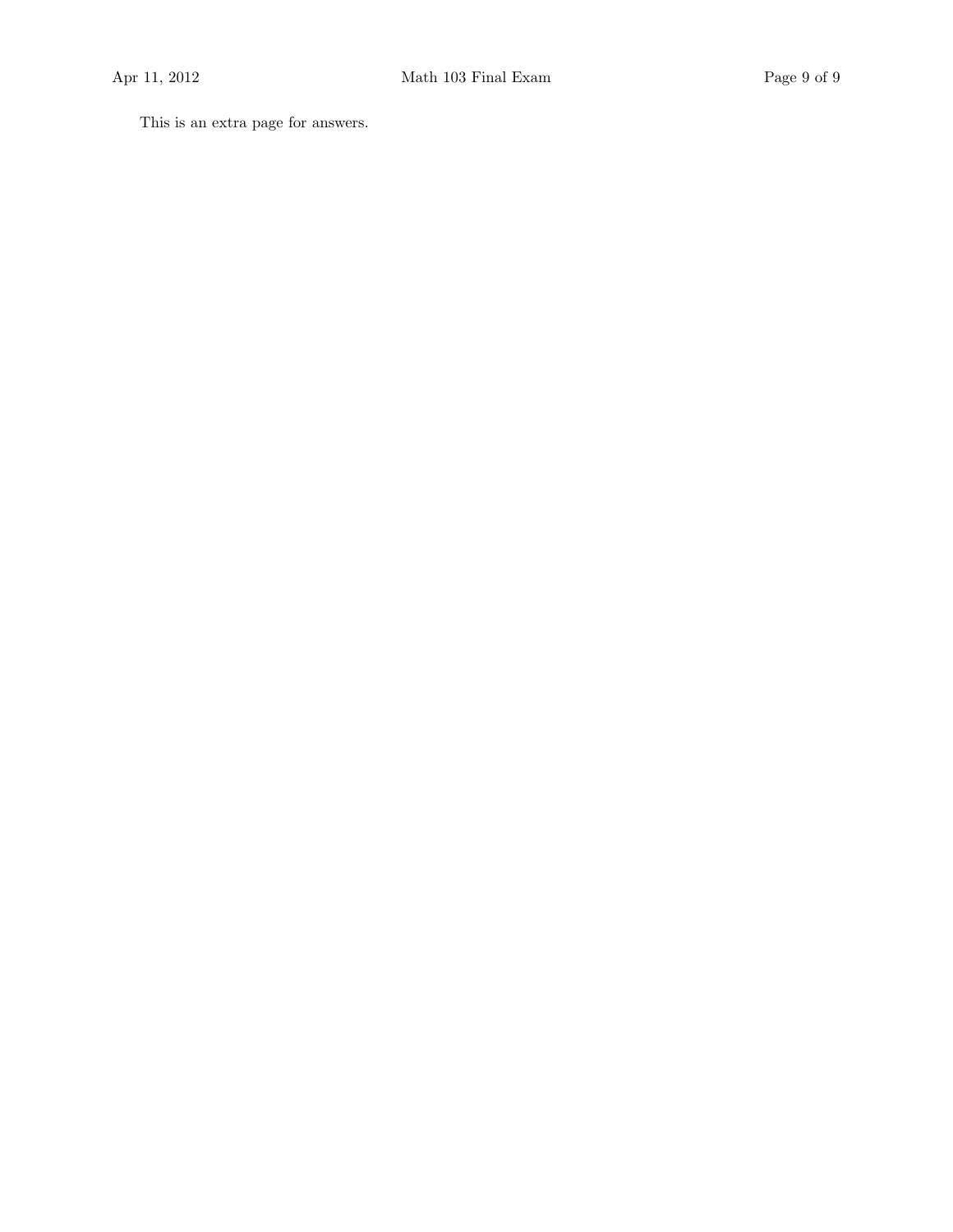This is an extra page for answers.